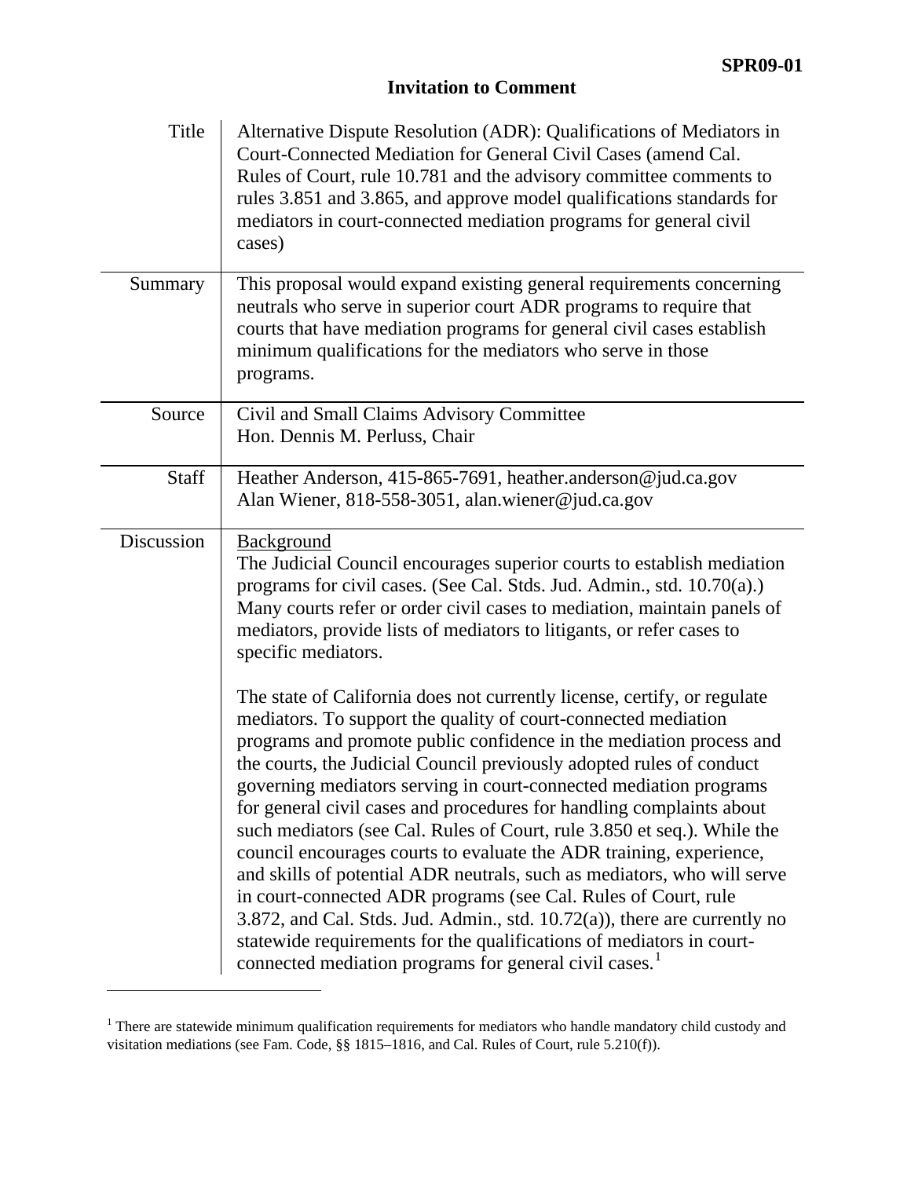**SPR09-01**

# Invitation to Comment

| | |
|---|---|
| Title | Alternative Dispute Resolution (ADR): Qualifications of Mediators in Court-Connected Mediation for General Civil Cases (amend Cal. Rules of Court, rule 10.781 and the advisory committee comments to rules 3.851 and 3.865, and approve model qualifications standards for mediators in court-connected mediation programs for general civil cases) |
| Summary | This proposal would expand existing general requirements concerning neutrals who serve in superior court ADR programs to require that courts that have mediation programs for general civil cases establish minimum qualifications for the mediators who serve in those programs. |
| Source | Civil and Small Claims Advisory Committee<br>Hon. Dennis M. Perluss, Chair |
| Staff | Heather Anderson, 415-865-7691, heather.anderson@jud.ca.gov<br>Alan Wiener, 818-558-3051, alan.wiener@jud.ca.gov |

**Discussion**

<u>Background</u>

The Judicial Council encourages superior courts to establish mediation programs for civil cases. (See Cal. Stds. Jud. Admin., std. 10.70(a).) Many courts refer or order civil cases to mediation, maintain panels of mediators, provide lists of mediators to litigants, or refer cases to specific mediators.

The state of California does not currently license, certify, or regulate mediators. To support the quality of court-connected mediation programs and promote public confidence in the mediation process and the courts, the Judicial Council previously adopted rules of conduct governing mediators serving in court-connected mediation programs for general civil cases and procedures for handling complaints about such mediators (see Cal. Rules of Court, rule 3.850 et seq.). While the council encourages courts to evaluate the ADR training, experience, and skills of potential ADR neutrals, such as mediators, who will serve in court-connected ADR programs (see Cal. Rules of Court, rule 3.872, and Cal. Stds. Jud. Admin., std. 10.72(a)), there are currently no statewide requirements for the qualifications of mediators in court-connected mediation programs for general civil cases.[1]

---

[1] There are statewide minimum qualification requirements for mediators who handle mandatory child custody and visitation mediations (see Fam. Code, §§ 1815–1816, and Cal. Rules of Court, rule 5.210(f)).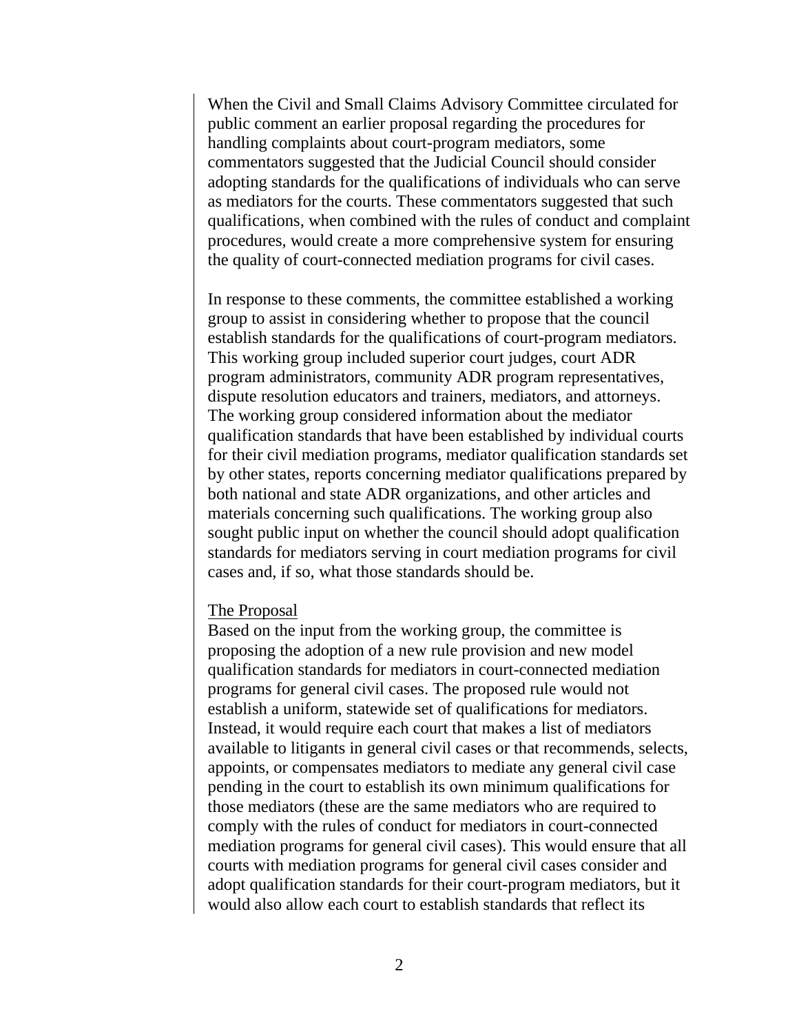When the Civil and Small Claims Advisory Committee circulated for public comment an earlier proposal regarding the procedures for handling complaints about court-program mediators, some commentators suggested that the Judicial Council should consider adopting standards for the qualifications of individuals who can serve as mediators for the courts. These commentators suggested that such qualifications, when combined with the rules of conduct and complaint procedures, would create a more comprehensive system for ensuring the quality of court-connected mediation programs for civil cases.

In response to these comments, the committee established a working group to assist in considering whether to propose that the council establish standards for the qualifications of court-program mediators. This working group included superior court judges, court ADR program administrators, community ADR program representatives, dispute resolution educators and trainers, mediators, and attorneys. The working group considered information about the mediator qualification standards that have been established by individual courts for their civil mediation programs, mediator qualification standards set by other states, reports concerning mediator qualifications prepared by both national and state ADR organizations, and other articles and materials concerning such qualifications. The working group also sought public input on whether the council should adopt qualification standards for mediators serving in court mediation programs for civil cases and, if so, what those standards should be.

<u>The Proposal</u>

Based on the input from the working group, the committee is proposing the adoption of a new rule provision and new model qualification standards for mediators in court-connected mediation programs for general civil cases. The proposed rule would not establish a uniform, statewide set of qualifications for mediators. Instead, it would require each court that makes a list of mediators available to litigants in general civil cases or that recommends, selects, appoints, or compensates mediators to mediate any general civil case pending in the court to establish its own minimum qualifications for those mediators (these are the same mediators who are required to comply with the rules of conduct for mediators in court-connected mediation programs for general civil cases). This would ensure that all courts with mediation programs for general civil cases consider and adopt qualification standards for their court-program mediators, but it would also allow each court to establish standards that reflect its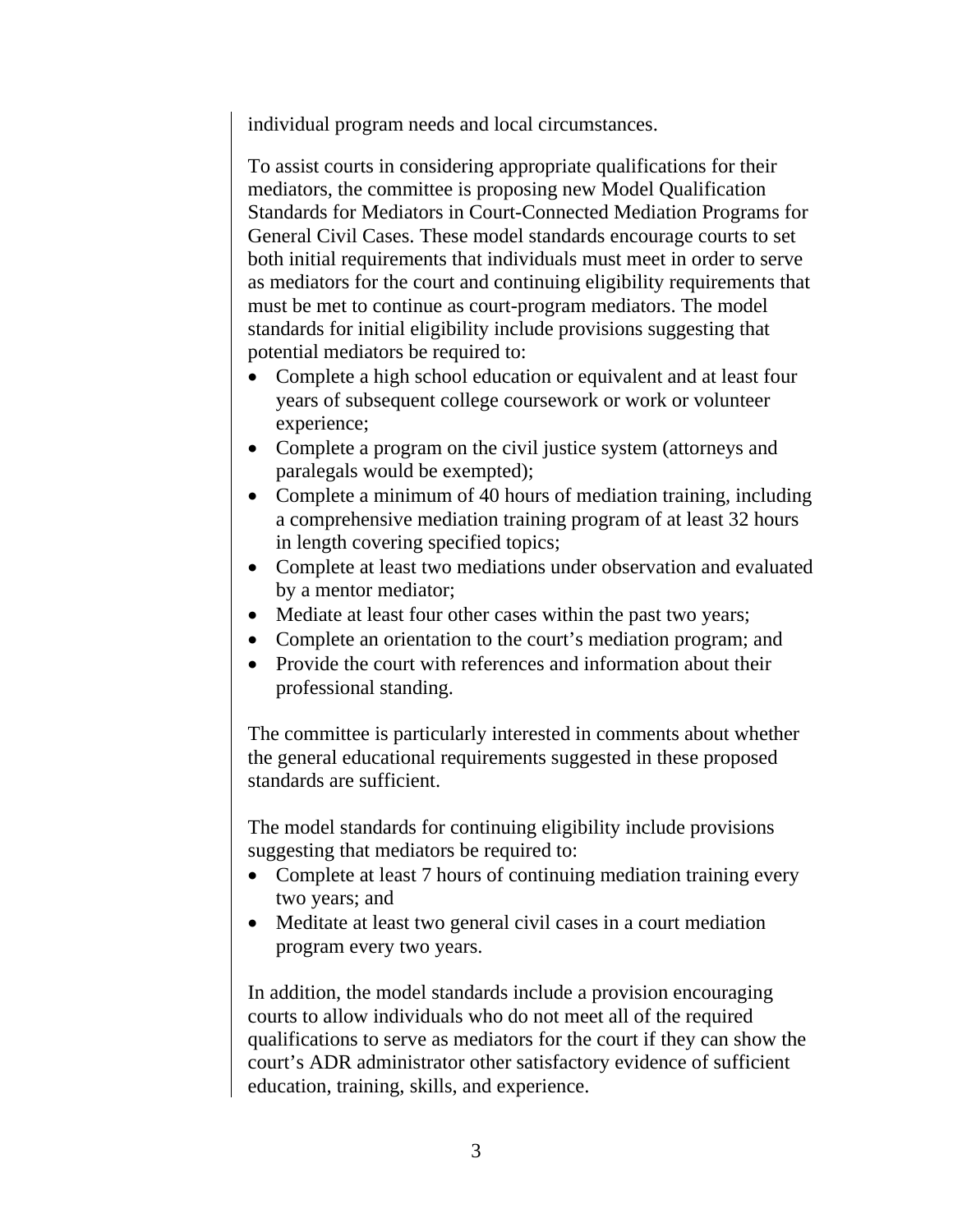individual program needs and local circumstances.

To assist courts in considering appropriate qualifications for their mediators, the committee is proposing new Model Qualification Standards for Mediators in Court-Connected Mediation Programs for General Civil Cases. These model standards encourage courts to set both initial requirements that individuals must meet in order to serve as mediators for the court and continuing eligibility requirements that must be met to continue as court-program mediators. The model standards for initial eligibility include provisions suggesting that potential mediators be required to:

- Complete a high school education or equivalent and at least four years of subsequent college coursework or work or volunteer experience;
- Complete a program on the civil justice system (attorneys and paralegals would be exempted);
- Complete a minimum of 40 hours of mediation training, including a comprehensive mediation training program of at least 32 hours in length covering specified topics;
- Complete at least two mediations under observation and evaluated by a mentor mediator;
- Mediate at least four other cases within the past two years;
- Complete an orientation to the court's mediation program; and
- Provide the court with references and information about their professional standing.

The committee is particularly interested in comments about whether the general educational requirements suggested in these proposed standards are sufficient.

The model standards for continuing eligibility include provisions suggesting that mediators be required to:

- Complete at least 7 hours of continuing mediation training every two years; and
- Meditate at least two general civil cases in a court mediation program every two years.

In addition, the model standards include a provision encouraging courts to allow individuals who do not meet all of the required qualifications to serve as mediators for the court if they can show the court's ADR administrator other satisfactory evidence of sufficient education, training, skills, and experience.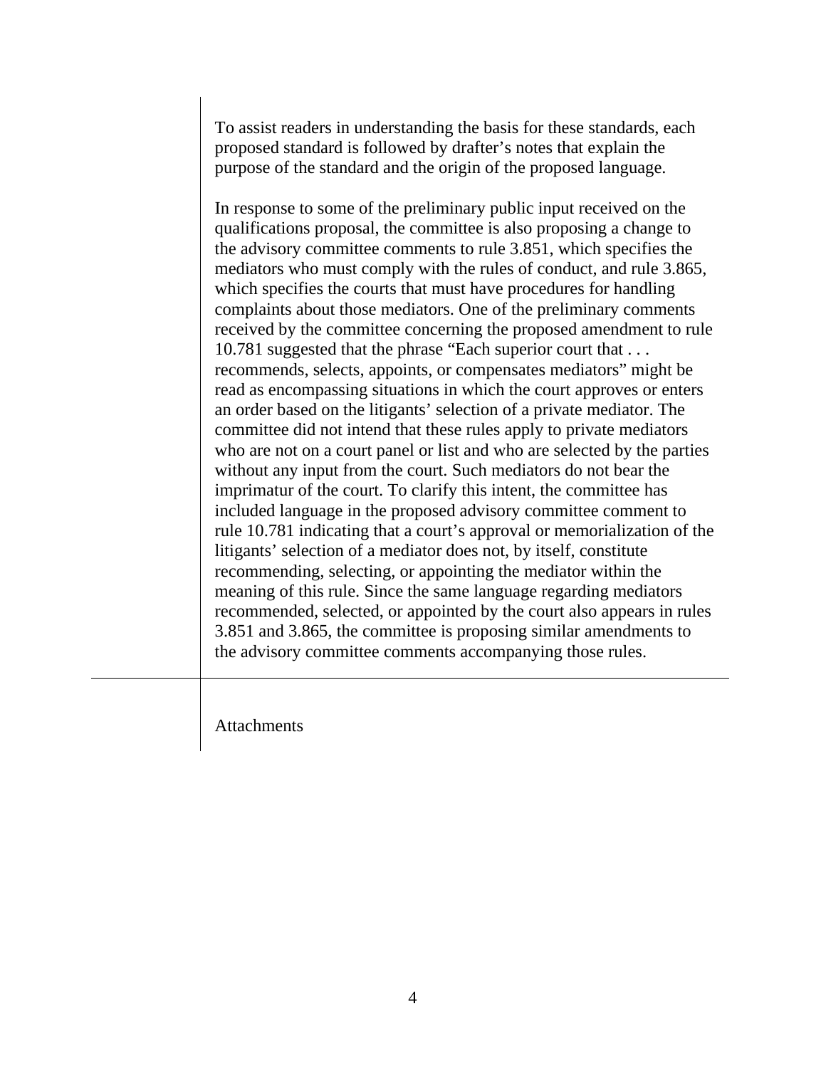To assist readers in understanding the basis for these standards, each proposed standard is followed by drafter's notes that explain the purpose of the standard and the origin of the proposed language.

In response to some of the preliminary public input received on the qualifications proposal, the committee is also proposing a change to the advisory committee comments to rule 3.851, which specifies the mediators who must comply with the rules of conduct, and rule 3.865, which specifies the courts that must have procedures for handling complaints about those mediators. One of the preliminary comments received by the committee concerning the proposed amendment to rule 10.781 suggested that the phrase "Each superior court that . . . recommends, selects, appoints, or compensates mediators" might be read as encompassing situations in which the court approves or enters an order based on the litigants' selection of a private mediator. The committee did not intend that these rules apply to private mediators who are not on a court panel or list and who are selected by the parties without any input from the court. Such mediators do not bear the imprimatur of the court. To clarify this intent, the committee has included language in the proposed advisory committee comment to rule 10.781 indicating that a court's approval or memorialization of the litigants' selection of a mediator does not, by itself, constitute recommending, selecting, or appointing the mediator within the meaning of this rule. Since the same language regarding mediators recommended, selected, or appointed by the court also appears in rules 3.851 and 3.865, the committee is proposing similar amendments to the advisory committee comments accompanying those rules.

Attachments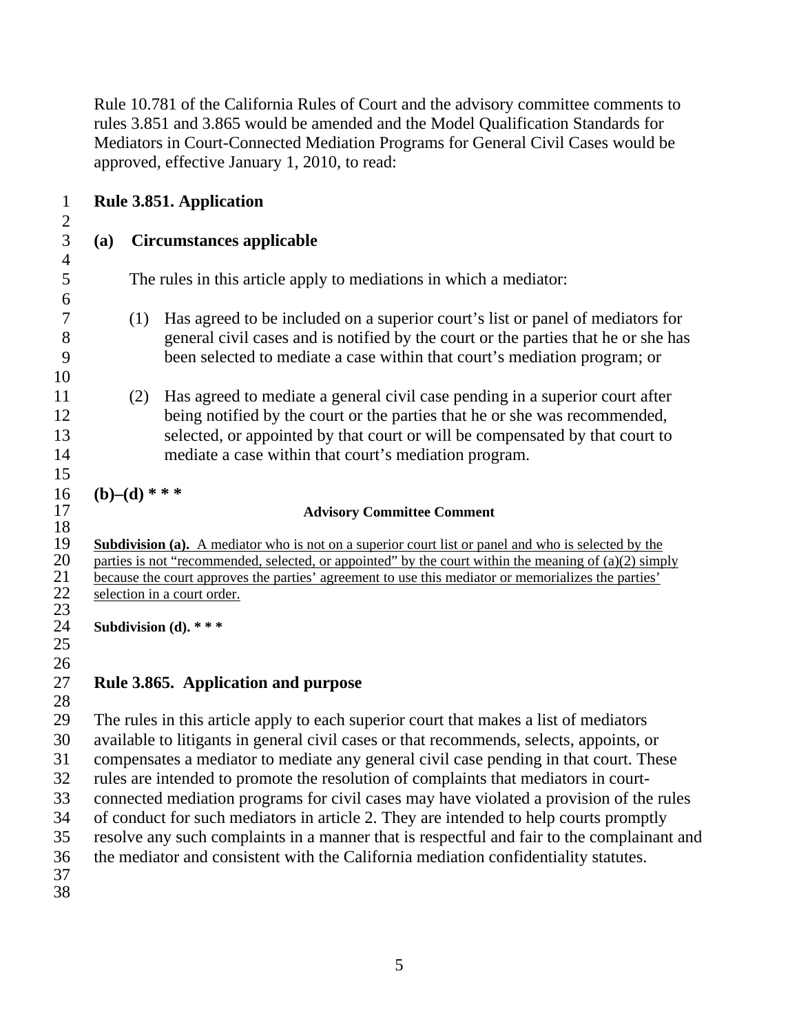Rule 10.781 of the California Rules of Court and the advisory committee comments to rules 3.851 and 3.865 would be amended and the Model Qualification Standards for Mediators in Court-Connected Mediation Programs for General Civil Cases would be approved, effective January 1, 2010, to read:

**Rule 3.851. Application**

**(a) Circumstances applicable**

The rules in this article apply to mediations in which a mediator:

(1) Has agreed to be included on a superior court's list or panel of mediators for general civil cases and is notified by the court or the parties that he or she has been selected to mediate a case within that court's mediation program; or

(2) Has agreed to mediate a general civil case pending in a superior court after being notified by the court or the parties that he or she was recommended, selected, or appointed by that court or will be compensated by that court to mediate a case within that court's mediation program.

**(b)–(d) * * ***

**Advisory Committee Comment**

<u>**Subdivision (a).** A mediator who is not on a superior court list or panel and who is selected by the parties is not "recommended, selected, or appointed" by the court within the meaning of (a)(2) simply because the court approves the parties' agreement to use this mediator or memorializes the parties' selection in a court order.</u>

**Subdivision (d). * * ***

**Rule 3.865. Application and purpose**

The rules in this article apply to each superior court that makes a list of mediators available to litigants in general civil cases or that recommends, selects, appoints, or compensates a mediator to mediate any general civil case pending in that court. These rules are intended to promote the resolution of complaints that mediators in court-connected mediation programs for civil cases may have violated a provision of the rules of conduct for such mediators in article 2. They are intended to help courts promptly resolve any such complaints in a manner that is respectful and fair to the complainant and the mediator and consistent with the California mediation confidentiality statutes.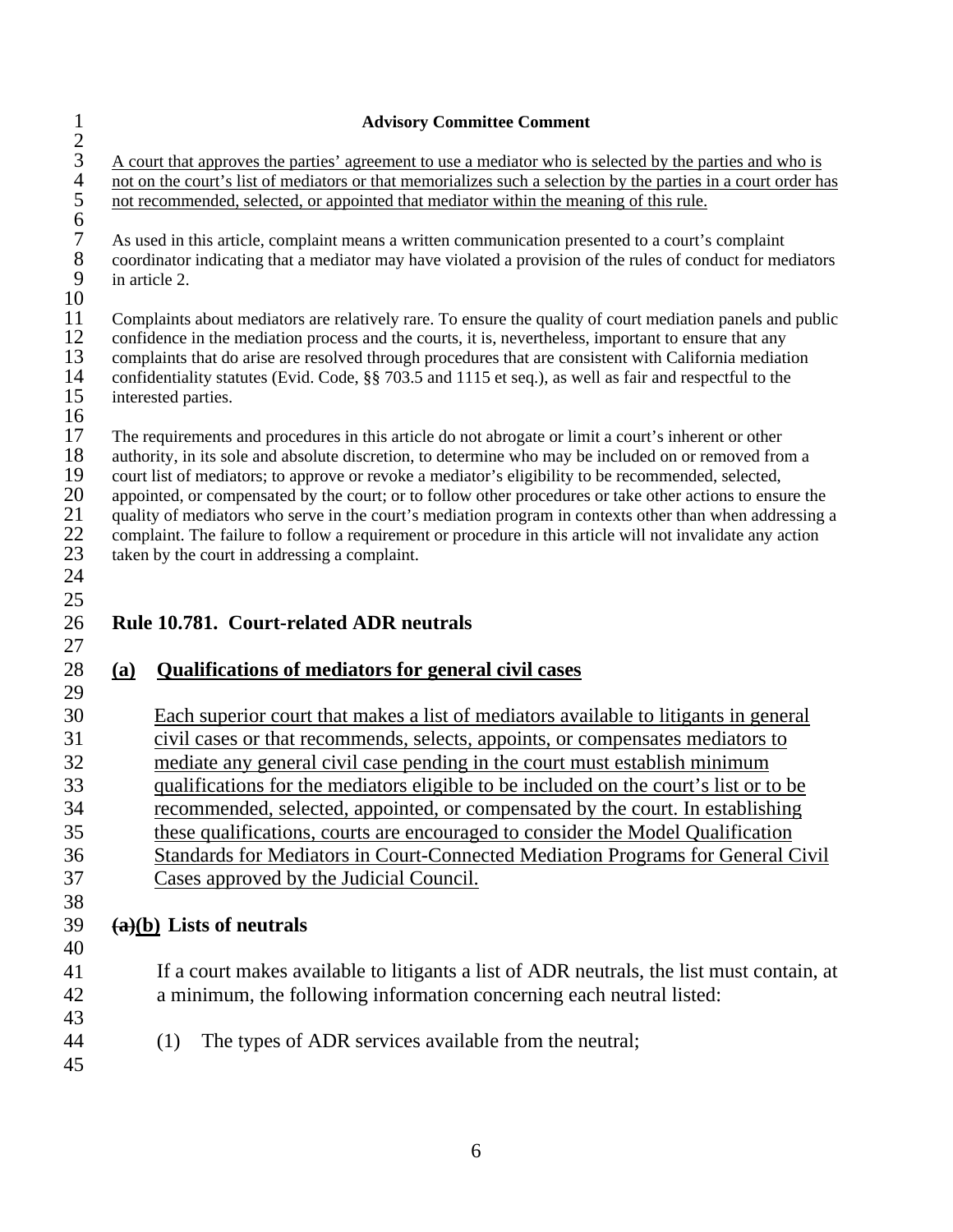**Advisory Committee Comment**

A court that approves the parties' agreement to use a mediator who is selected by the parties and who is not on the court's list of mediators or that memorializes such a selection by the parties in a court order has not recommended, selected, or appointed that mediator within the meaning of this rule.

As used in this article, complaint means a written communication presented to a court's complaint coordinator indicating that a mediator may have violated a provision of the rules of conduct for mediators in article 2.

Complaints about mediators are relatively rare. To ensure the quality of court mediation panels and public confidence in the mediation process and the courts, it is, nevertheless, important to ensure that any complaints that do arise are resolved through procedures that are consistent with California mediation confidentiality statutes (Evid. Code, §§ 703.5 and 1115 et seq.), as well as fair and respectful to the interested parties.

The requirements and procedures in this article do not abrogate or limit a court's inherent or other authority, in its sole and absolute discretion, to determine who may be included on or removed from a court list of mediators; to approve or revoke a mediator's eligibility to be recommended, selected, appointed, or compensated by the court; or to follow other procedures or take other actions to ensure the quality of mediators who serve in the court's mediation program in contexts other than when addressing a complaint. The failure to follow a requirement or procedure in this article will not invalidate any action taken by the court in addressing a complaint.

## Rule 10.781. Court-related ADR neutrals

### (a) Qualifications of mediators for general civil cases

Each superior court that makes a list of mediators available to litigants in general civil cases or that recommends, selects, appoints, or compensates mediators to mediate any general civil case pending in the court must establish minimum qualifications for the mediators eligible to be included on the court's list or to be recommended, selected, appointed, or compensated by the court. In establishing these qualifications, courts are encouraged to consider the Model Qualification Standards for Mediators in Court-Connected Mediation Programs for General Civil Cases approved by the Judicial Council.

### ~~(a)~~(b) Lists of neutrals

If a court makes available to litigants a list of ADR neutrals, the list must contain, at a minimum, the following information concerning each neutral listed:

(1) The types of ADR services available from the neutral;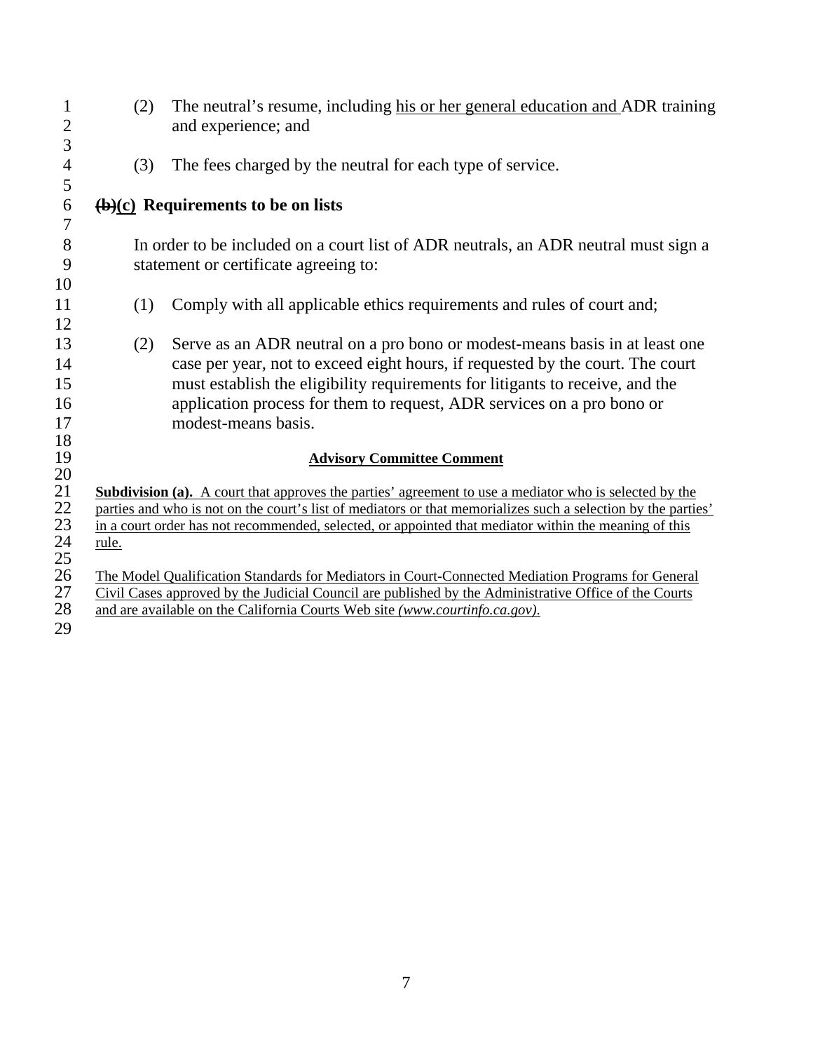(2) The neutral's resume, including his or her general education and ADR training and experience; and

(3) The fees charged by the neutral for each type of service.

**~~(b)~~(c) Requirements to be on lists**

In order to be included on a court list of ADR neutrals, an ADR neutral must sign a statement or certificate agreeing to:

(1) Comply with all applicable ethics requirements and rules of court and;

(2) Serve as an ADR neutral on a pro bono or modest-means basis in at least one case per year, not to exceed eight hours, if requested by the court. The court must establish the eligibility requirements for litigants to receive, and the application process for them to request, ADR services on a pro bono or modest-means basis.

**Advisory Committee Comment**

**Subdivision (a).** A court that approves the parties' agreement to use a mediator who is selected by the parties and who is not on the court's list of mediators or that memorializes such a selection by the parties' in a court order has not recommended, selected, or appointed that mediator within the meaning of this rule.

The Model Qualification Standards for Mediators in Court-Connected Mediation Programs for General Civil Cases approved by the Judicial Council are published by the Administrative Office of the Courts and are available on the California Courts Web site *(www.courtinfo.ca.gov)*.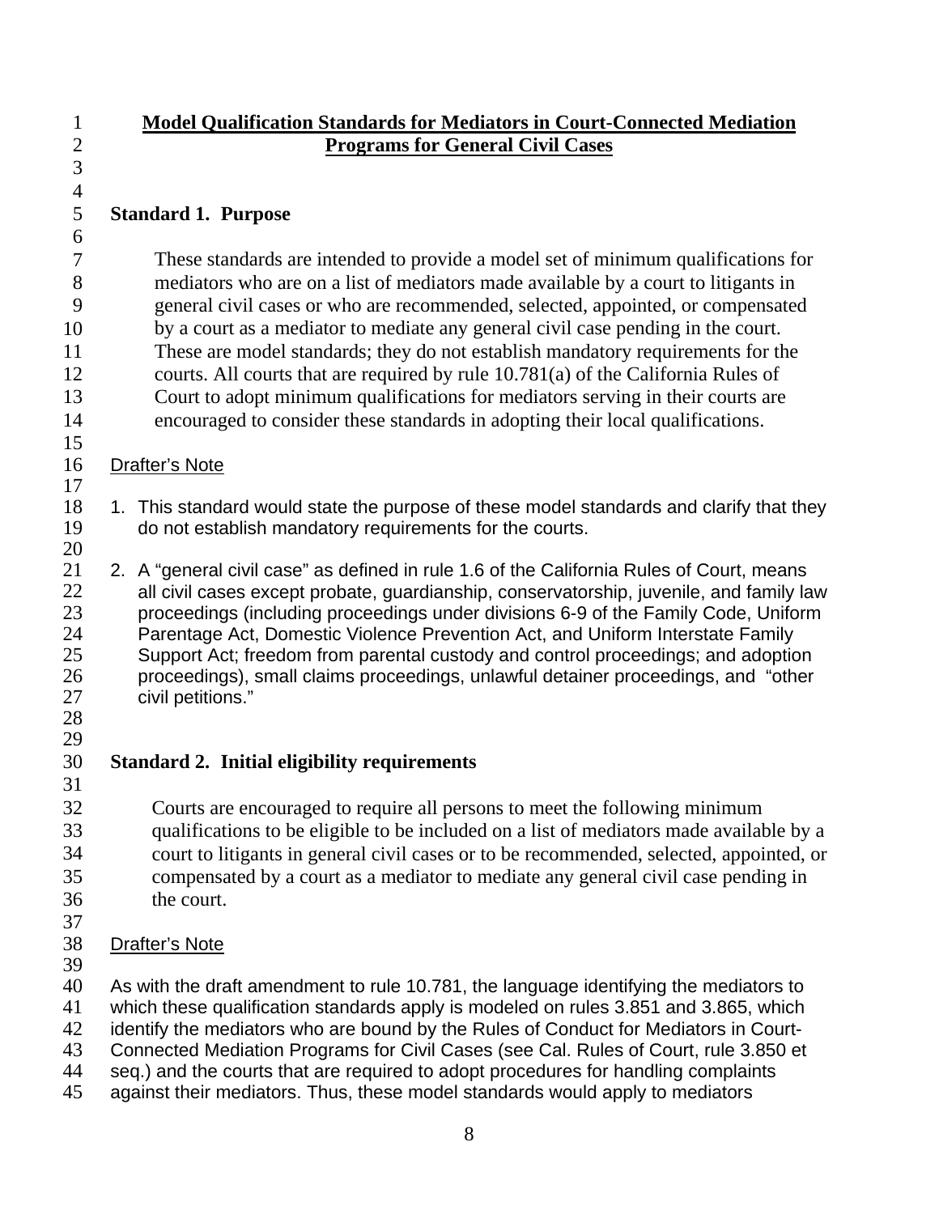# Model Qualification Standards for Mediators in Court-Connected Mediation Programs for General Civil Cases

## Standard 1. Purpose

These standards are intended to provide a model set of minimum qualifications for mediators who are on a list of mediators made available by a court to litigants in general civil cases or who are recommended, selected, appointed, or compensated by a court as a mediator to mediate any general civil case pending in the court. These are model standards; they do not establish mandatory requirements for the courts. All courts that are required by rule 10.781(a) of the California Rules of Court to adopt minimum qualifications for mediators serving in their courts are encouraged to consider these standards in adopting their local qualifications.

Drafter's Note

1. This standard would state the purpose of these model standards and clarify that they do not establish mandatory requirements for the courts.

2. A "general civil case" as defined in rule 1.6 of the California Rules of Court, means all civil cases except probate, guardianship, conservatorship, juvenile, and family law proceedings (including proceedings under divisions 6-9 of the Family Code, Uniform Parentage Act, Domestic Violence Prevention Act, and Uniform Interstate Family Support Act; freedom from parental custody and control proceedings; and adoption proceedings), small claims proceedings, unlawful detainer proceedings, and "other civil petitions."

## Standard 2. Initial eligibility requirements

Courts are encouraged to require all persons to meet the following minimum qualifications to be eligible to be included on a list of mediators made available by a court to litigants in general civil cases or to be recommended, selected, appointed, or compensated by a court as a mediator to mediate any general civil case pending in the court.

Drafter's Note

As with the draft amendment to rule 10.781, the language identifying the mediators to which these qualification standards apply is modeled on rules 3.851 and 3.865, which identify the mediators who are bound by the Rules of Conduct for Mediators in Court-Connected Mediation Programs for Civil Cases (see Cal. Rules of Court, rule 3.850 et seq.) and the courts that are required to adopt procedures for handling complaints against their mediators. Thus, these model standards would apply to mediators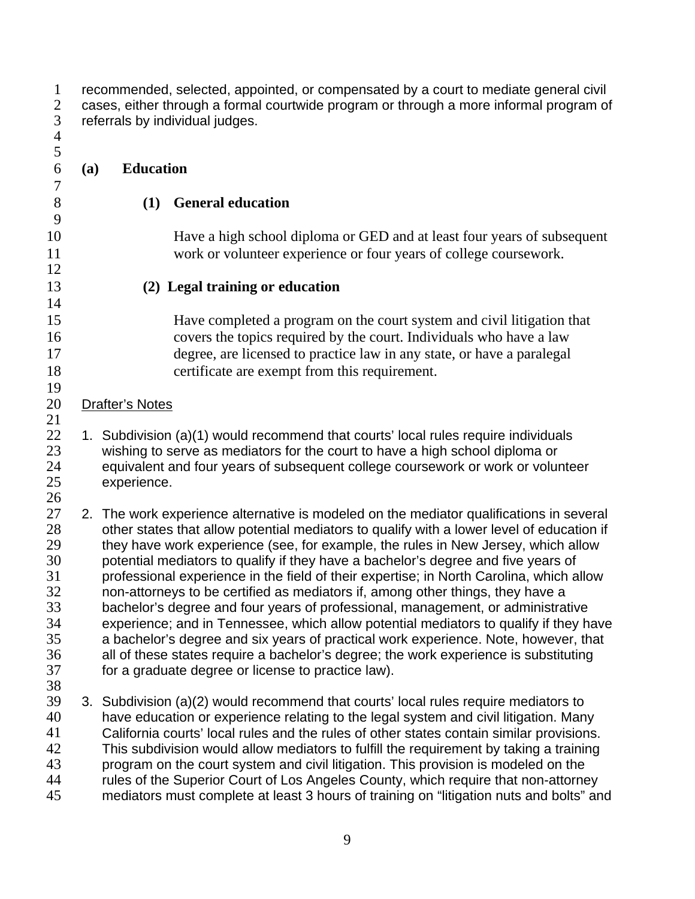recommended, selected, appointed, or compensated by a court to mediate general civil cases, either through a formal courtwide program or through a more informal program of referrals by individual judges.

## (a) Education

### (1) General education

Have a high school diploma or GED and at least four years of subsequent work or volunteer experience or four years of college coursework.

### (2) Legal training or education

Have completed a program on the court system and civil litigation that covers the topics required by the court. Individuals who have a law degree, are licensed to practice law in any state, or have a paralegal certificate are exempt from this requirement.

Drafter's Notes

1. Subdivision (a)(1) would recommend that courts' local rules require individuals wishing to serve as mediators for the court to have a high school diploma or equivalent and four years of subsequent college coursework or work or volunteer experience.

2. The work experience alternative is modeled on the mediator qualifications in several other states that allow potential mediators to qualify with a lower level of education if they have work experience (see, for example, the rules in New Jersey, which allow potential mediators to qualify if they have a bachelor's degree and five years of professional experience in the field of their expertise; in North Carolina, which allow non-attorneys to be certified as mediators if, among other things, they have a bachelor's degree and four years of professional, management, or administrative experience; and in Tennessee, which allow potential mediators to qualify if they have a bachelor's degree and six years of practical work experience. Note, however, that all of these states require a bachelor's degree; the work experience is substituting for a graduate degree or license to practice law).

3. Subdivision (a)(2) would recommend that courts' local rules require mediators to have education or experience relating to the legal system and civil litigation. Many California courts' local rules and the rules of other states contain similar provisions. This subdivision would allow mediators to fulfill the requirement by taking a training program on the court system and civil litigation. This provision is modeled on the rules of the Superior Court of Los Angeles County, which require that non-attorney mediators must complete at least 3 hours of training on "litigation nuts and bolts" and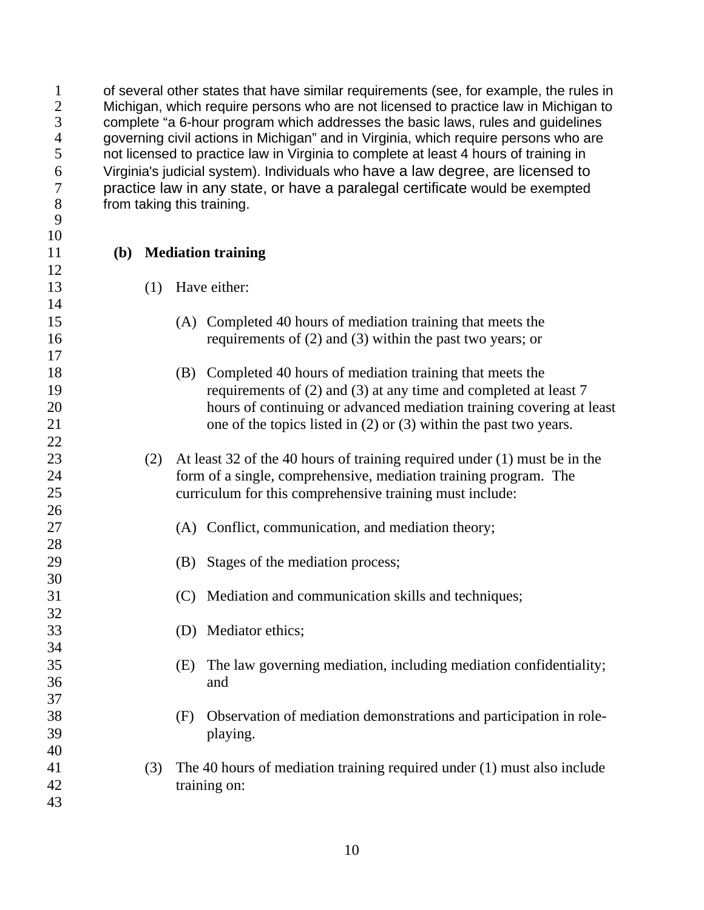of several other states that have similar requirements (see, for example, the rules in Michigan, which require persons who are not licensed to practice law in Michigan to complete "a 6-hour program which addresses the basic laws, rules and guidelines governing civil actions in Michigan" and in Virginia, which require persons who are not licensed to practice law in Virginia to complete at least 4 hours of training in Virginia's judicial system). Individuals who have a law degree, are licensed to practice law in any state, or have a paralegal certificate would be exempted from taking this training.

**(b) Mediation training**

(1) Have either:

(A) Completed 40 hours of mediation training that meets the requirements of (2) and (3) within the past two years; or

(B) Completed 40 hours of mediation training that meets the requirements of (2) and (3) at any time and completed at least 7 hours of continuing or advanced mediation training covering at least one of the topics listed in (2) or (3) within the past two years.

(2) At least 32 of the 40 hours of training required under (1) must be in the form of a single, comprehensive, mediation training program. The curriculum for this comprehensive training must include:

(A) Conflict, communication, and mediation theory;

(B) Stages of the mediation process;

(C) Mediation and communication skills and techniques;

(D) Mediator ethics;

(E) The law governing mediation, including mediation confidentiality; and

(F) Observation of mediation demonstrations and participation in role-playing.

(3) The 40 hours of mediation training required under (1) must also include training on: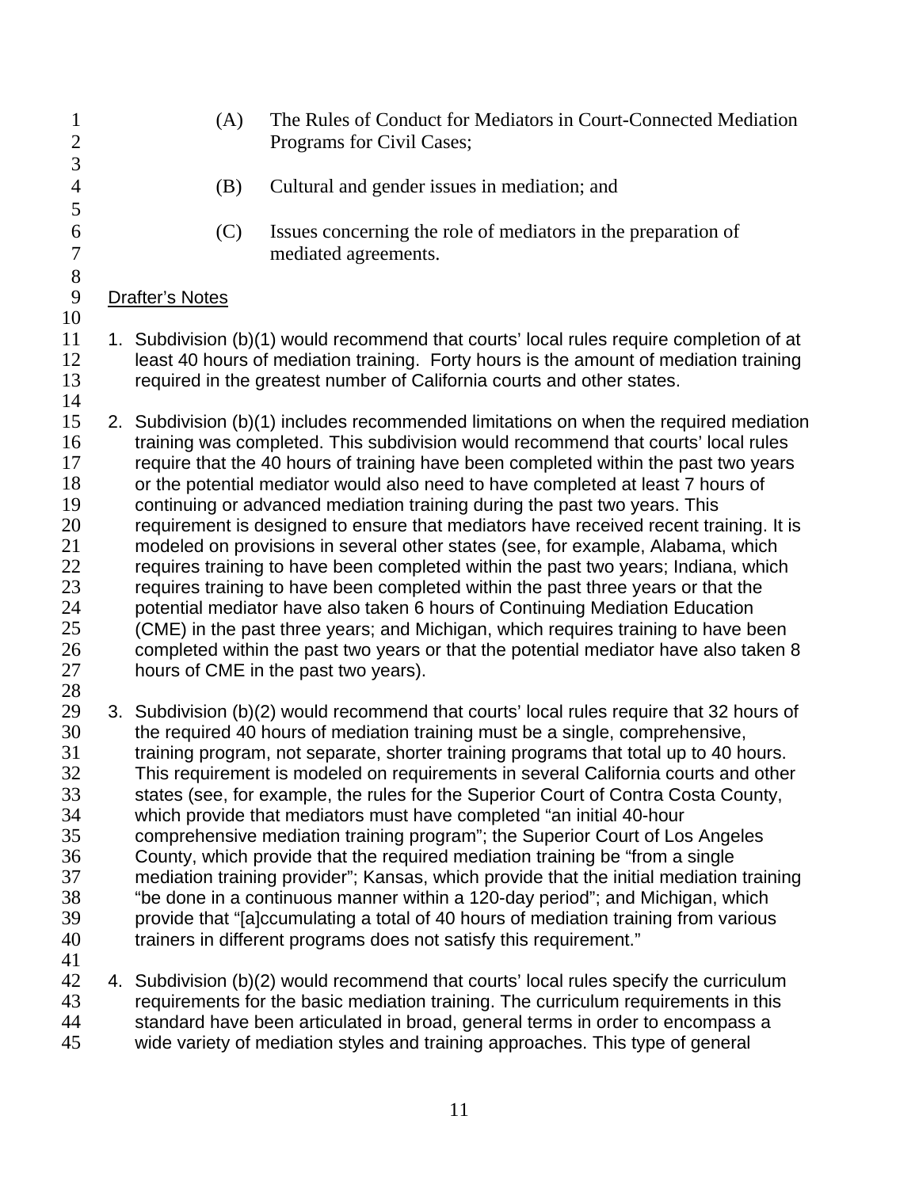(A) The Rules of Conduct for Mediators in Court-Connected Mediation Programs for Civil Cases;

(B) Cultural and gender issues in mediation; and

(C) Issues concerning the role of mediators in the preparation of mediated agreements.

Drafter's Notes

1. Subdivision (b)(1) would recommend that courts' local rules require completion of at least 40 hours of mediation training. Forty hours is the amount of mediation training required in the greatest number of California courts and other states.

2. Subdivision (b)(1) includes recommended limitations on when the required mediation training was completed. This subdivision would recommend that courts' local rules require that the 40 hours of training have been completed within the past two years or the potential mediator would also need to have completed at least 7 hours of continuing or advanced mediation training during the past two years. This requirement is designed to ensure that mediators have received recent training. It is modeled on provisions in several other states (see, for example, Alabama, which requires training to have been completed within the past two years; Indiana, which requires training to have been completed within the past three years or that the potential mediator have also taken 6 hours of Continuing Mediation Education (CME) in the past three years; and Michigan, which requires training to have been completed within the past two years or that the potential mediator have also taken 8 hours of CME in the past two years).

3. Subdivision (b)(2) would recommend that courts' local rules require that 32 hours of the required 40 hours of mediation training must be a single, comprehensive, training program, not separate, shorter training programs that total up to 40 hours. This requirement is modeled on requirements in several California courts and other states (see, for example, the rules for the Superior Court of Contra Costa County, which provide that mediators must have completed "an initial 40-hour comprehensive mediation training program"; the Superior Court of Los Angeles County, which provide that the required mediation training be "from a single mediation training provider"; Kansas, which provide that the initial mediation training "be done in a continuous manner within a 120-day period"; and Michigan, which provide that "[a]ccumulating a total of 40 hours of mediation training from various trainers in different programs does not satisfy this requirement."

4. Subdivision (b)(2) would recommend that courts' local rules specify the curriculum requirements for the basic mediation training. The curriculum requirements in this standard have been articulated in broad, general terms in order to encompass a wide variety of mediation styles and training approaches. This type of general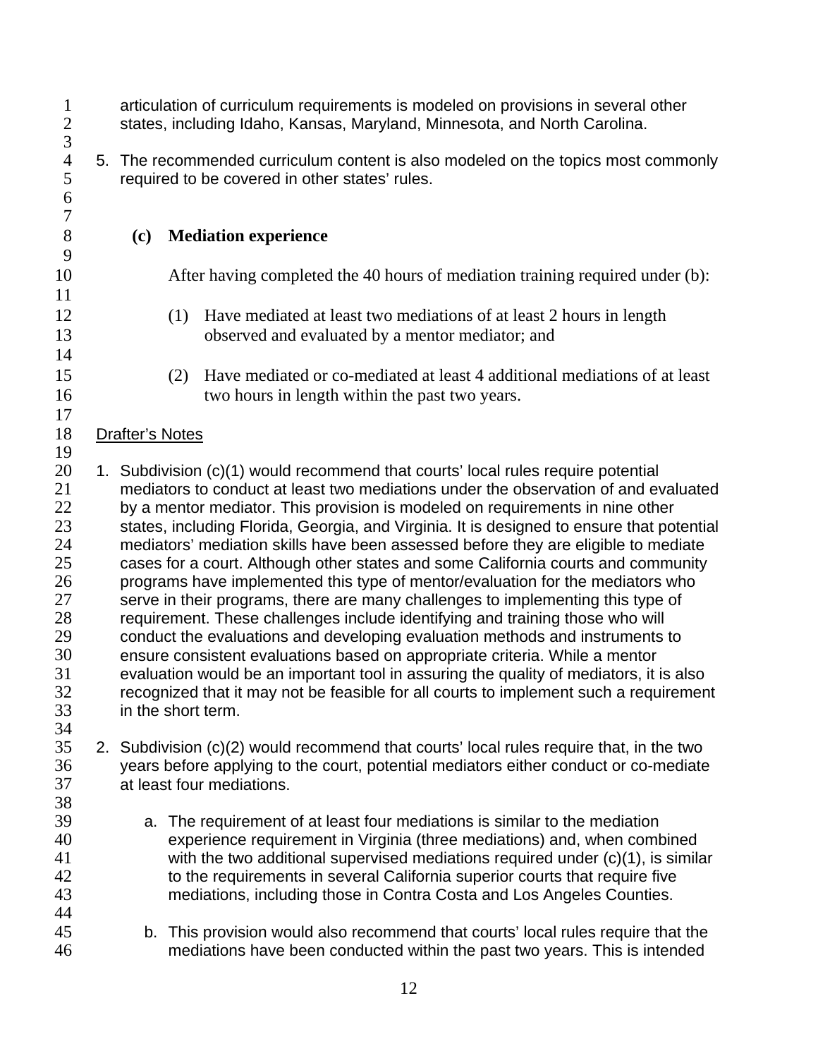articulation of curriculum requirements is modeled on provisions in several other states, including Idaho, Kansas, Maryland, Minnesota, and North Carolina.

5. The recommended curriculum content is also modeled on the topics most commonly required to be covered in other states' rules.

**(c) Mediation experience**

After having completed the 40 hours of mediation training required under (b):

(1) Have mediated at least two mediations of at least 2 hours in length observed and evaluated by a mentor mediator; and

(2) Have mediated or co-mediated at least 4 additional mediations of at least two hours in length within the past two years.

Drafter's Notes

1. Subdivision (c)(1) would recommend that courts' local rules require potential mediators to conduct at least two mediations under the observation of and evaluated by a mentor mediator. This provision is modeled on requirements in nine other states, including Florida, Georgia, and Virginia. It is designed to ensure that potential mediators' mediation skills have been assessed before they are eligible to mediate cases for a court. Although other states and some California courts and community programs have implemented this type of mentor/evaluation for the mediators who serve in their programs, there are many challenges to implementing this type of requirement. These challenges include identifying and training those who will conduct the evaluations and developing evaluation methods and instruments to ensure consistent evaluations based on appropriate criteria. While a mentor evaluation would be an important tool in assuring the quality of mediators, it is also recognized that it may not be feasible for all courts to implement such a requirement in the short term.

2. Subdivision (c)(2) would recommend that courts' local rules require that, in the two years before applying to the court, potential mediators either conduct or co-mediate at least four mediations.

   a. The requirement of at least four mediations is similar to the mediation experience requirement in Virginia (three mediations) and, when combined with the two additional supervised mediations required under (c)(1), is similar to the requirements in several California superior courts that require five mediations, including those in Contra Costa and Los Angeles Counties.

   b. This provision would also recommend that courts' local rules require that the mediations have been conducted within the past two years. This is intended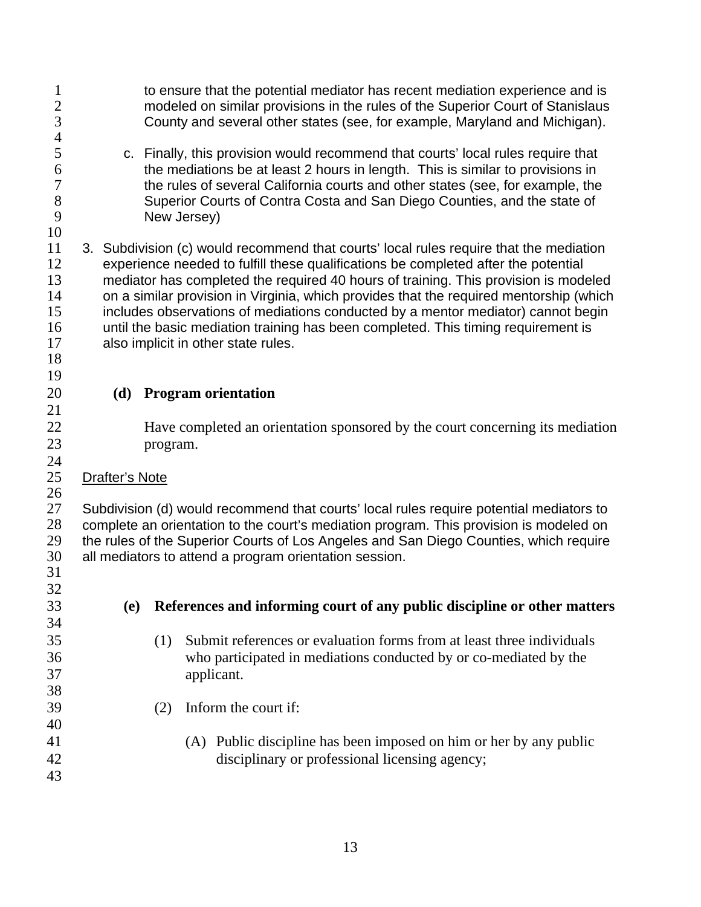to ensure that the potential mediator has recent mediation experience and is modeled on similar provisions in the rules of the Superior Court of Stanislaus County and several other states (see, for example, Maryland and Michigan).

c. Finally, this provision would recommend that courts' local rules require that the mediations be at least 2 hours in length. This is similar to provisions in the rules of several California courts and other states (see, for example, the Superior Courts of Contra Costa and San Diego Counties, and the state of New Jersey)

3. Subdivision (c) would recommend that courts' local rules require that the mediation experience needed to fulfill these qualifications be completed after the potential mediator has completed the required 40 hours of training. This provision is modeled on a similar provision in Virginia, which provides that the required mentorship (which includes observations of mediations conducted by a mentor mediator) cannot begin until the basic mediation training has been completed. This timing requirement is also implicit in other state rules.

**(d) Program orientation**

Have completed an orientation sponsored by the court concerning its mediation program.

Drafter's Note

Subdivision (d) would recommend that courts' local rules require potential mediators to complete an orientation to the court's mediation program. This provision is modeled on the rules of the Superior Courts of Los Angeles and San Diego Counties, which require all mediators to attend a program orientation session.

**(e) References and informing court of any public discipline or other matters**

(1) Submit references or evaluation forms from at least three individuals who participated in mediations conducted by or co-mediated by the applicant.

(2) Inform the court if:

(A) Public discipline has been imposed on him or her by any public disciplinary or professional licensing agency;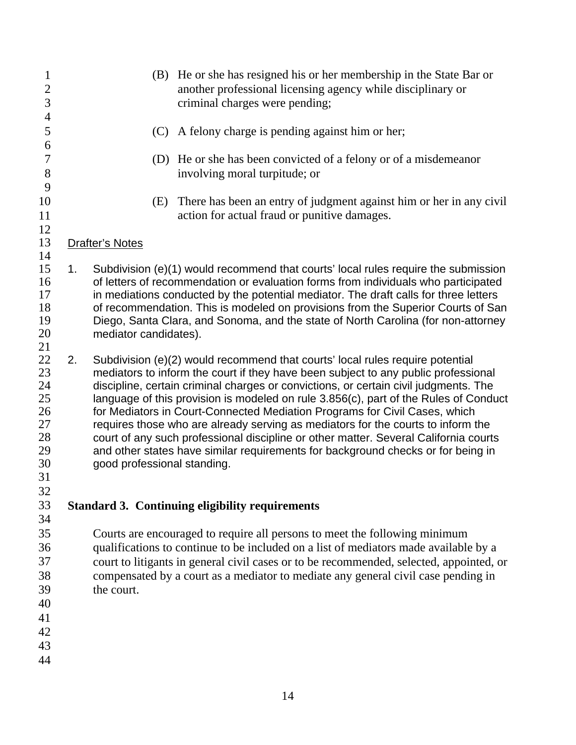(B) He or she has resigned his or her membership in the State Bar or another professional licensing agency while disciplinary or criminal charges were pending;

(C) A felony charge is pending against him or her;

(D) He or she has been convicted of a felony or of a misdemeanor involving moral turpitude; or

(E) There has been an entry of judgment against him or her in any civil action for actual fraud or punitive damages.

Drafter's Notes

1. Subdivision (e)(1) would recommend that courts' local rules require the submission of letters of recommendation or evaluation forms from individuals who participated in mediations conducted by the potential mediator. The draft calls for three letters of recommendation. This is modeled on provisions from the Superior Courts of San Diego, Santa Clara, and Sonoma, and the state of North Carolina (for non-attorney mediator candidates).

2. Subdivision (e)(2) would recommend that courts' local rules require potential mediators to inform the court if they have been subject to any public professional discipline, certain criminal charges or convictions, or certain civil judgments. The language of this provision is modeled on rule 3.856(c), part of the Rules of Conduct for Mediators in Court-Connected Mediation Programs for Civil Cases, which requires those who are already serving as mediators for the courts to inform the court of any such professional discipline or other matter. Several California courts and other states have similar requirements for background checks or for being in good professional standing.

**Standard 3. Continuing eligibility requirements**

Courts are encouraged to require all persons to meet the following minimum qualifications to continue to be included on a list of mediators made available by a court to litigants in general civil cases or to be recommended, selected, appointed, or compensated by a court as a mediator to mediate any general civil case pending in the court.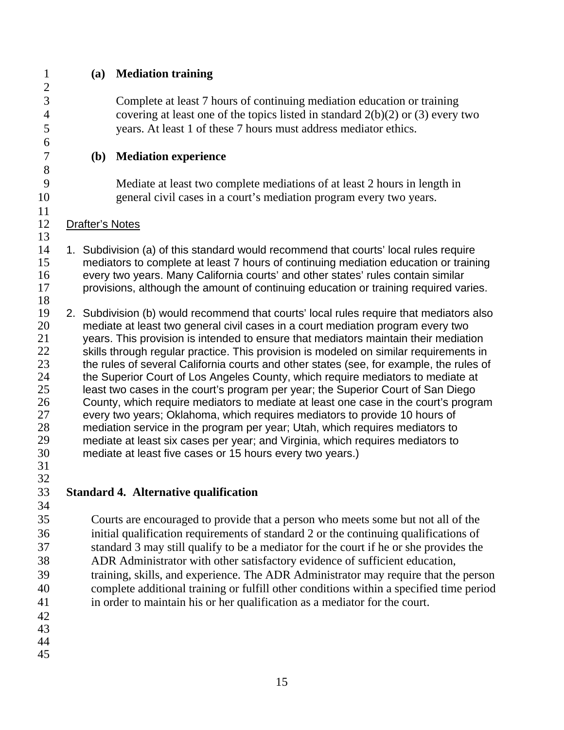**(a) Mediation training**

Complete at least 7 hours of continuing mediation education or training covering at least one of the topics listed in standard 2(b)(2) or (3) every two years. At least 1 of these 7 hours must address mediator ethics.

**(b) Mediation experience**

Mediate at least two complete mediations of at least 2 hours in length in general civil cases in a court's mediation program every two years.

Drafter's Notes

1. Subdivision (a) of this standard would recommend that courts' local rules require mediators to complete at least 7 hours of continuing mediation education or training every two years. Many California courts' and other states' rules contain similar provisions, although the amount of continuing education or training required varies.

2. Subdivision (b) would recommend that courts' local rules require that mediators also mediate at least two general civil cases in a court mediation program every two years. This provision is intended to ensure that mediators maintain their mediation skills through regular practice. This provision is modeled on similar requirements in the rules of several California courts and other states (see, for example, the rules of the Superior Court of Los Angeles County, which require mediators to mediate at least two cases in the court's program per year; the Superior Court of San Diego County, which require mediators to mediate at least one case in the court's program every two years; Oklahoma, which requires mediators to provide 10 hours of mediation service in the program per year; Utah, which requires mediators to mediate at least six cases per year; and Virginia, which requires mediators to mediate at least five cases or 15 hours every two years.)

## Standard 4. Alternative qualification

Courts are encouraged to provide that a person who meets some but not all of the initial qualification requirements of standard 2 or the continuing qualifications of standard 3 may still qualify to be a mediator for the court if he or she provides the ADR Administrator with other satisfactory evidence of sufficient education, training, skills, and experience. The ADR Administrator may require that the person complete additional training or fulfill other conditions within a specified time period in order to maintain his or her qualification as a mediator for the court.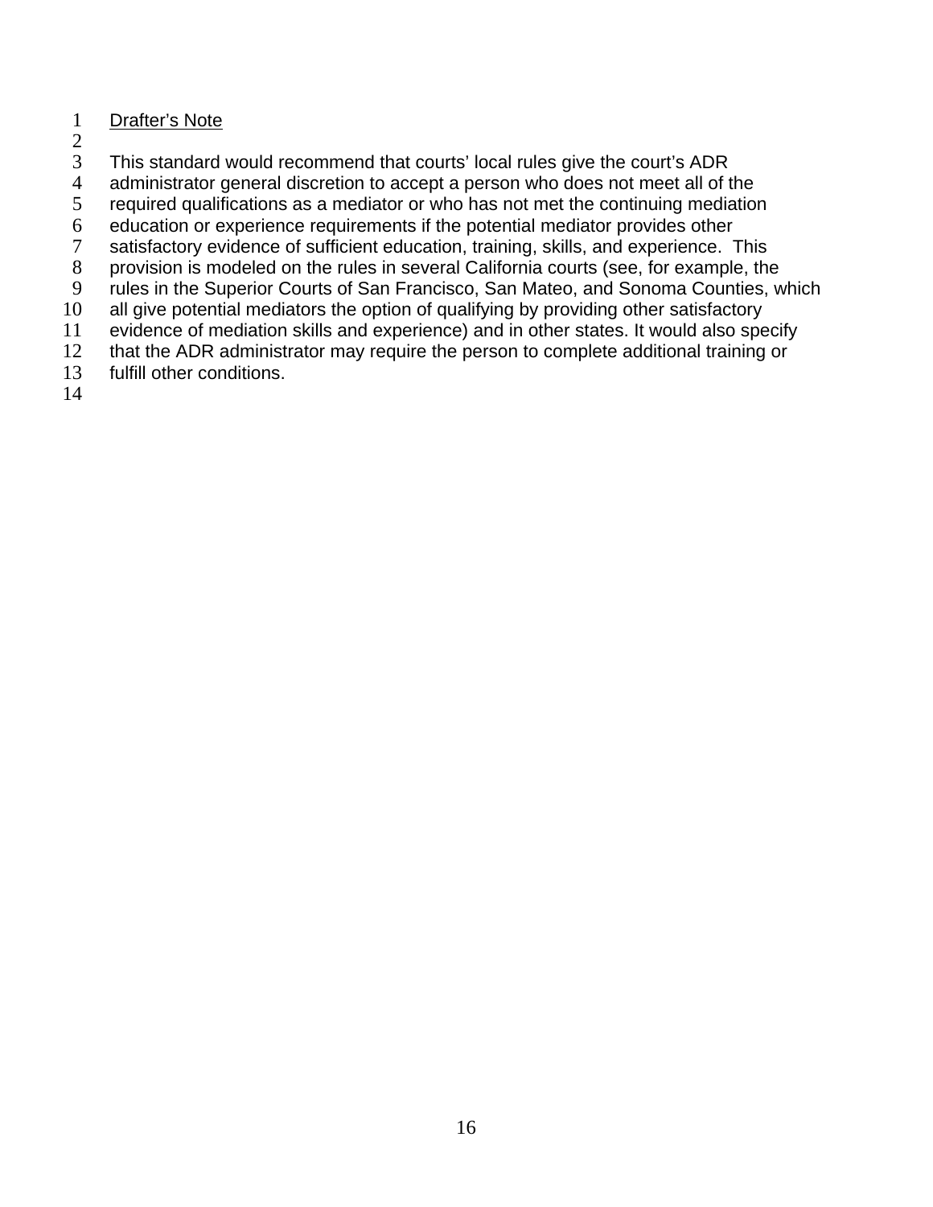<u>Drafter's Note</u>

This standard would recommend that courts' local rules give the court's ADR administrator general discretion to accept a person who does not meet all of the required qualifications as a mediator or who has not met the continuing mediation education or experience requirements if the potential mediator provides other satisfactory evidence of sufficient education, training, skills, and experience. This provision is modeled on the rules in several California courts (see, for example, the rules in the Superior Courts of San Francisco, San Mateo, and Sonoma Counties, which all give potential mediators the option of qualifying by providing other satisfactory evidence of mediation skills and experience) and in other states. It would also specify that the ADR administrator may require the person to complete additional training or fulfill other conditions.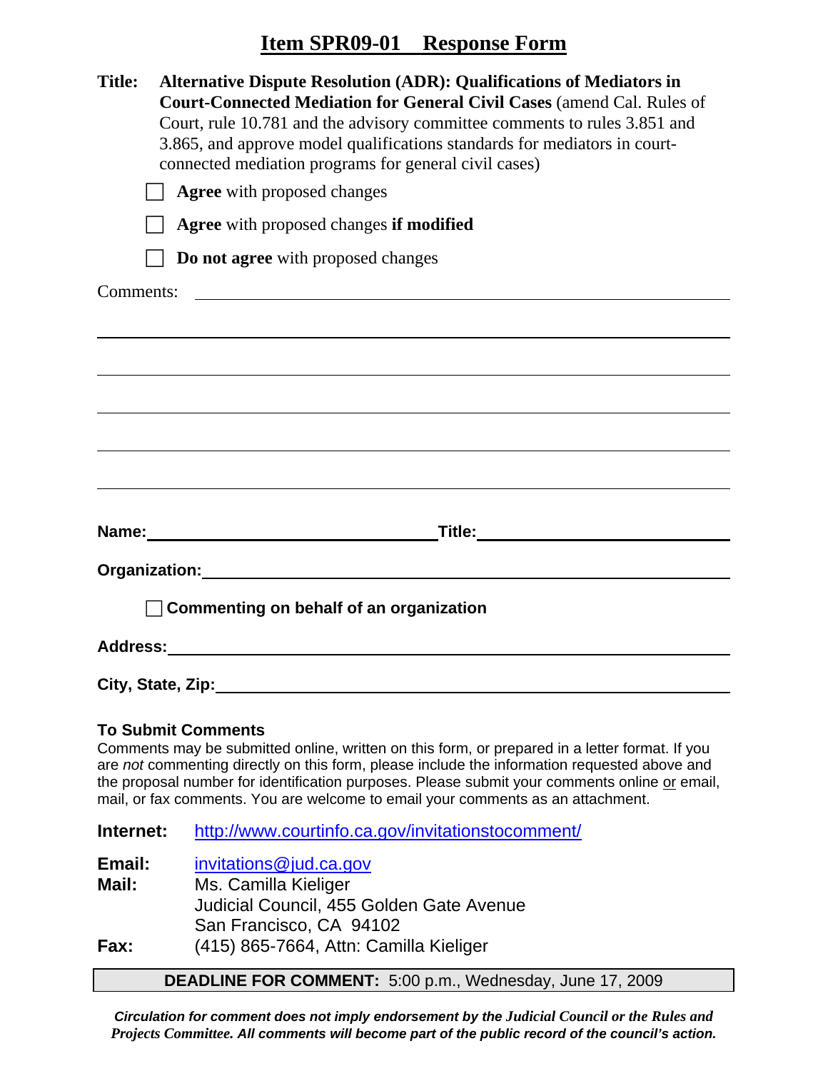# Item SPR09-01 Response Form

**Title:** **Alternative Dispute Resolution (ADR): Qualifications of Mediators in Court-Connected Mediation for General Civil Cases** (amend Cal. Rules of Court, rule 10.781 and the advisory committee comments to rules 3.851 and 3.865, and approve model qualifications standards for mediators in court-connected mediation programs for general civil cases)

☐ **Agree** with proposed changes

☐ **Agree** with proposed changes **if modified**

☐ **Do not agree** with proposed changes

Comments: ____________________________________________

________________________________________________________

________________________________________________________

________________________________________________________

________________________________________________________

________________________________________________________

**Name:** ______________________ **Title:** ______________________

**Organization:** ______________________________________________

☐ **Commenting on behalf of an organization**

**Address:** __________________________________________________

**City, State, Zip:** ___________________________________________

**To Submit Comments**

Comments may be submitted online, written on this form, or prepared in a letter format. If you are *not* commenting directly on this form, please include the information requested above and the proposal number for identification purposes. Please submit your comments online or email, mail, or fax comments. You are welcome to email your comments as an attachment.

**Internet:** http://www.courtinfo.ca.gov/invitationstocomment/

**Email:** invitations@jud.ca.gov

**Mail:** Ms. Camilla Kieliger
Judicial Council, 455 Golden Gate Avenue
San Francisco, CA 94102

**Fax:** (415) 865-7664, Attn: Camilla Kieliger

**DEADLINE FOR COMMENT:** 5:00 p.m., Wednesday, June 17, 2009

***Circulation for comment does not imply endorsement by the Judicial Council or the Rules and Projects Committee. All comments will become part of the public record of the council's action.***